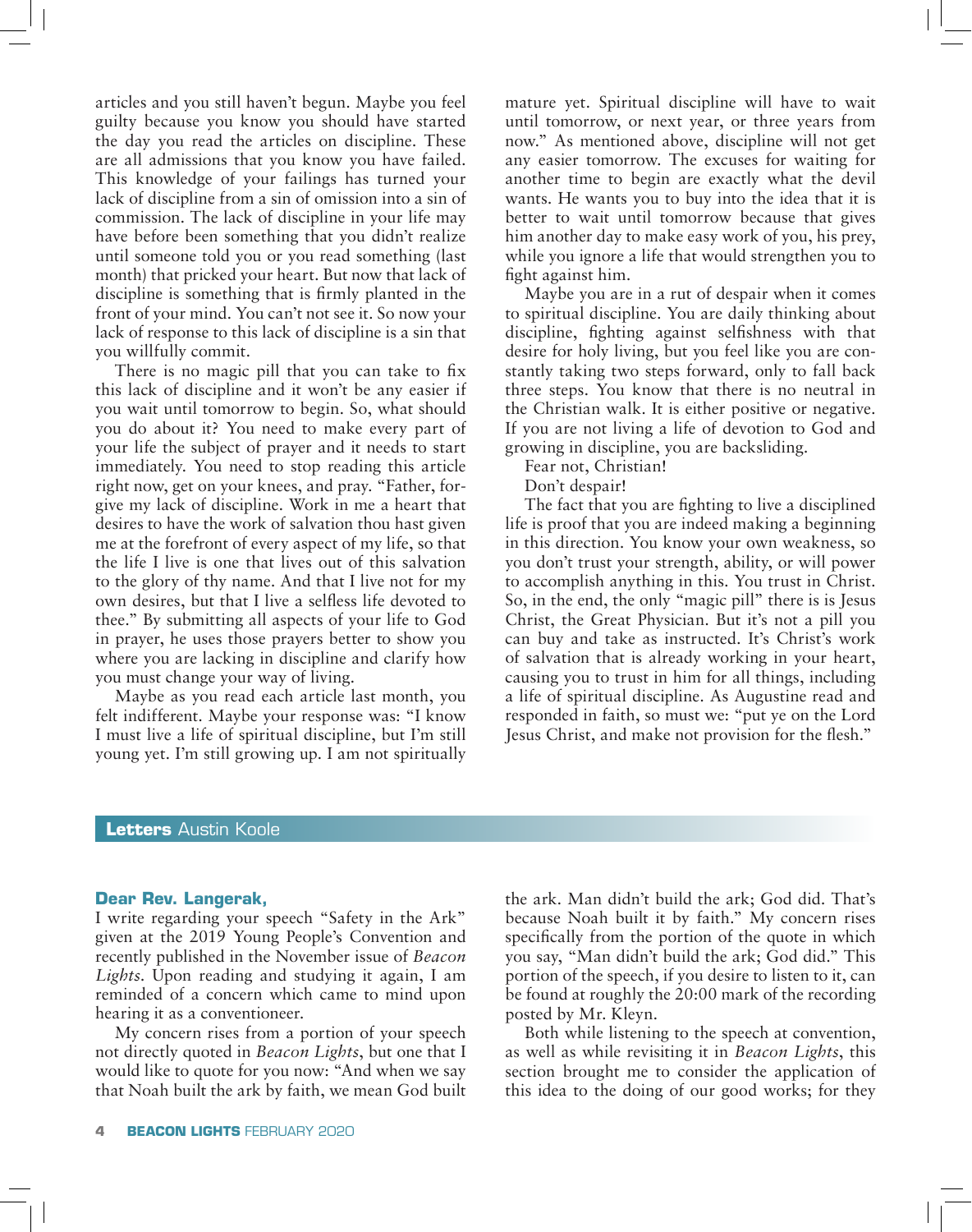articles and you still haven't begun. Maybe you feel guilty because you know you should have started the day you read the articles on discipline. These are all admissions that you know you have failed. This knowledge of your failings has turned your lack of discipline from a sin of omission into a sin of commission. The lack of discipline in your life may have before been something that you didn't realize until someone told you or you read something (last month) that pricked your heart. But now that lack of discipline is something that is firmly planted in the front of your mind. You can't not see it. So now your lack of response to this lack of discipline is a sin that you willfully commit.

There is no magic pill that you can take to fix this lack of discipline and it won't be any easier if you wait until tomorrow to begin. So, what should you do about it? You need to make every part of your life the subject of prayer and it needs to start immediately. You need to stop reading this article right now, get on your knees, and pray. "Father, forgive my lack of discipline. Work in me a heart that desires to have the work of salvation thou hast given me at the forefront of every aspect of my life, so that the life I live is one that lives out of this salvation to the glory of thy name. And that I live not for my own desires, but that I live a selfless life devoted to thee." By submitting all aspects of your life to God in prayer, he uses those prayers better to show you where you are lacking in discipline and clarify how you must change your way of living.

Maybe as you read each article last month, you felt indifferent. Maybe your response was: "I know I must live a life of spiritual discipline, but I'm still young yet. I'm still growing up. I am not spiritually mature yet. Spiritual discipline will have to wait until tomorrow, or next year, or three years from now." As mentioned above, discipline will not get any easier tomorrow. The excuses for waiting for another time to begin are exactly what the devil wants. He wants you to buy into the idea that it is better to wait until tomorrow because that gives him another day to make easy work of you, his prey, while you ignore a life that would strengthen you to fight against him.

Maybe you are in a rut of despair when it comes to spiritual discipline. You are daily thinking about discipline, fighting against selfishness with that desire for holy living, but you feel like you are constantly taking two steps forward, only to fall back three steps. You know that there is no neutral in the Christian walk. It is either positive or negative. If you are not living a life of devotion to God and growing in discipline, you are backsliding.

Fear not, Christian!

Don't despair!

The fact that you are fighting to live a disciplined life is proof that you are indeed making a beginning in this direction. You know your own weakness, so you don't trust your strength, ability, or will power to accomplish anything in this. You trust in Christ. So, in the end, the only "magic pill" there is is Jesus Christ, the Great Physician. But it's not a pill you can buy and take as instructed. It's Christ's work of salvation that is already working in your heart, causing you to trust in him for all things, including a life of spiritual discipline. As Augustine read and responded in faith, so must we: "put ye on the Lord Jesus Christ, and make not provision for the flesh."

## Letters Austin Koole

**Dear Rev. Langerak,**

I write regarding your speech "Safety in the Ark" given at the 2019 Young People's Convention and recently published in the November issue of *Beacon Lights*. Upon reading and studying it again, I am reminded of a concern which came to mind upon hearing it as a conventioneer.

My concern rises from a portion of your speech not directly quoted in *Beacon Lights*, but one that I would like to quote for you now: "And when we say that Noah built the ark by faith, we mean God built the ark. Man didn't build the ark; God did. That's because Noah built it by faith." My concern rises specifically from the portion of the quote in which you say, "Man didn't build the ark; God did." This portion of the speech, if you desire to listen to it, can be found at roughly the 20:00 mark of the recording posted by Mr. Kleyn.

Both while listening to the speech at convention, as well as while revisiting it in *Beacon Lights*, this section brought me to consider the application of this idea to the doing of our good works; for they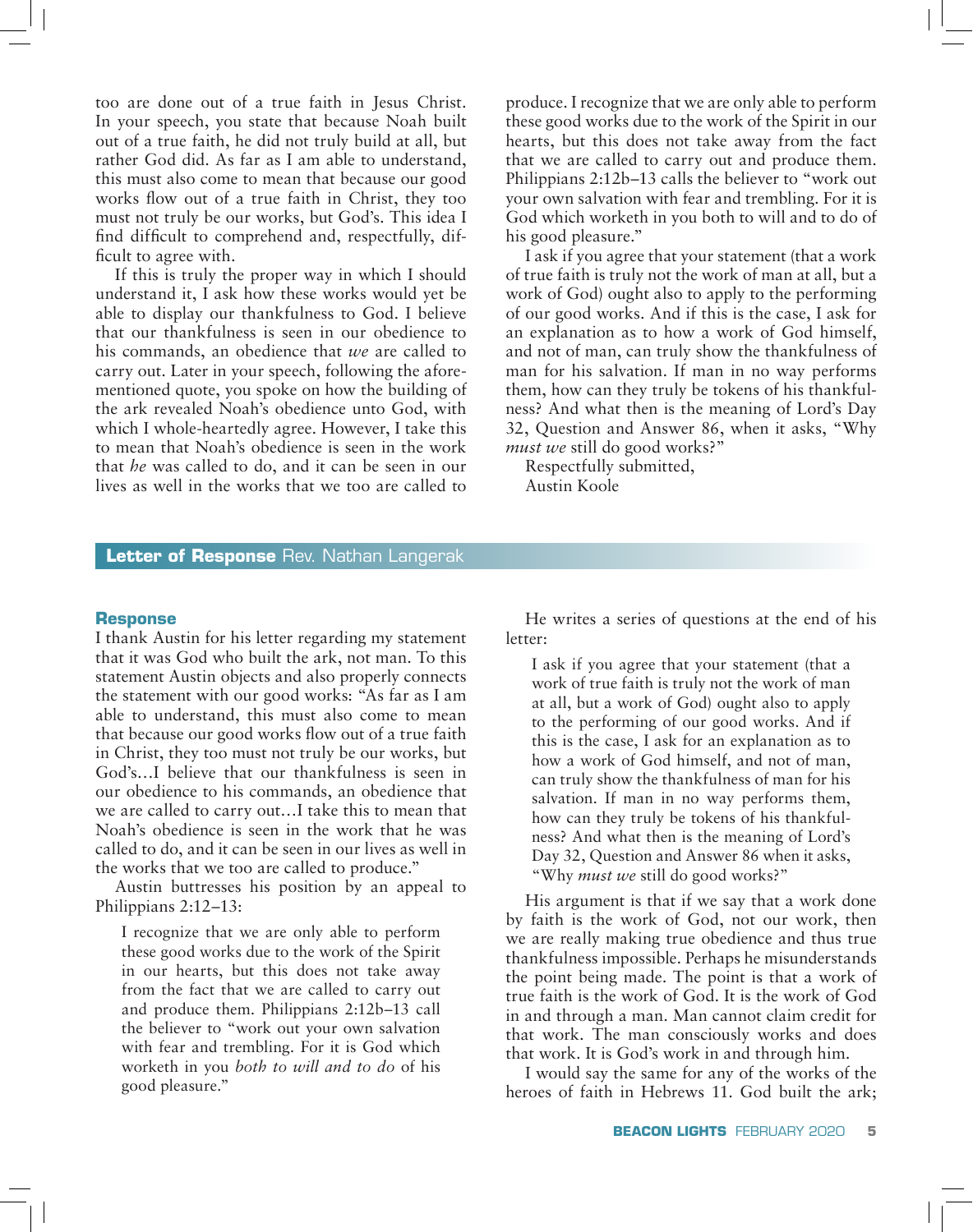too are done out of a true faith in Jesus Christ. In your speech, you state that because Noah built out of a true faith, he did not truly build at all, but rather God did. As far as I am able to understand, this must also come to mean that because our good works flow out of a true faith in Christ, they too must not truly be our works, but God's. This idea I find difficult to comprehend and, respectfully, difficult to agree with.

If this is truly the proper way in which I should understand it, I ask how these works would yet be able to display our thankfulness to God. I believe that our thankfulness is seen in our obedience to his commands, an obedience that *we* are called to carry out. Later in your speech, following the aforementioned quote, you spoke on how the building of the ark revealed Noah's obedience unto God, with which I whole-heartedly agree. However, I take this to mean that Noah's obedience is seen in the work that *he* was called to do, and it can be seen in our lives as well in the works that we too are called to produce. I recognize that we are only able to perform these good works due to the work of the Spirit in our hearts, but this does not take away from the fact that we are called to carry out and produce them. Philippians 2:12b–13 calls the believer to "work out your own salvation with fear and trembling. For it is God which worketh in you both to will and to do of his good pleasure."

I ask if you agree that your statement (that a work of true faith is truly not the work of man at all, but a work of God) ought also to apply to the performing of our good works. And if this is the case, I ask for an explanation as to how a work of God himself, and not of man, can truly show the thankfulness of man for his salvation. If man in no way performs them, how can they truly be tokens of his thankfulness? And what then is the meaning of Lord's Day 32, Question and Answer 86, when it asks, "Why *must we* still do good works?"

Respectfully submitted,
Austin Koole

## **Letter of Response** Rev. Nathan Langerak

### Response

I thank Austin for his letter regarding my statement that it was God who built the ark, not man. To this statement Austin objects and also properly connects the statement with our good works: "As far as I am able to understand, this must also come to mean that because our good works flow out of a true faith in Christ, they too must not truly be our works, but God's…I believe that our thankfulness is seen in our obedience to his commands, an obedience that we are called to carry out…I take this to mean that Noah's obedience is seen in the work that he was called to do, and it can be seen in our lives as well in the works that we too are called to produce."

Austin buttresses his position by an appeal to Philippians 2:12–13:

> I recognize that we are only able to perform these good works due to the work of the Spirit in our hearts, but this does not take away from the fact that we are called to carry out and produce them. Philippians 2:12b–13 call the believer to "work out your own salvation with fear and trembling. For it is God which worketh in you *both to will and to do* of his good pleasure."

He writes a series of questions at the end of his letter:

> I ask if you agree that your statement (that a work of true faith is truly not the work of man at all, but a work of God) ought also to apply to the performing of our good works. And if this is the case, I ask for an explanation as to how a work of God himself, and not of man, can truly show the thankfulness of man for his salvation. If man in no way performs them, how can they truly be tokens of his thankfulness? And what then is the meaning of Lord's Day 32, Question and Answer 86 when it asks, "Why *must we* still do good works?"

His argument is that if we say that a work done by faith is the work of God, not our work, then we are really making true obedience and thus true thankfulness impossible. Perhaps he misunderstands the point being made. The point is that a work of true faith is the work of God. It is the work of God in and through a man. Man cannot claim credit for that work. The man consciously works and does that work. It is God's work in and through him.

I would say the same for any of the works of the heroes of faith in Hebrews 11. God built the ark;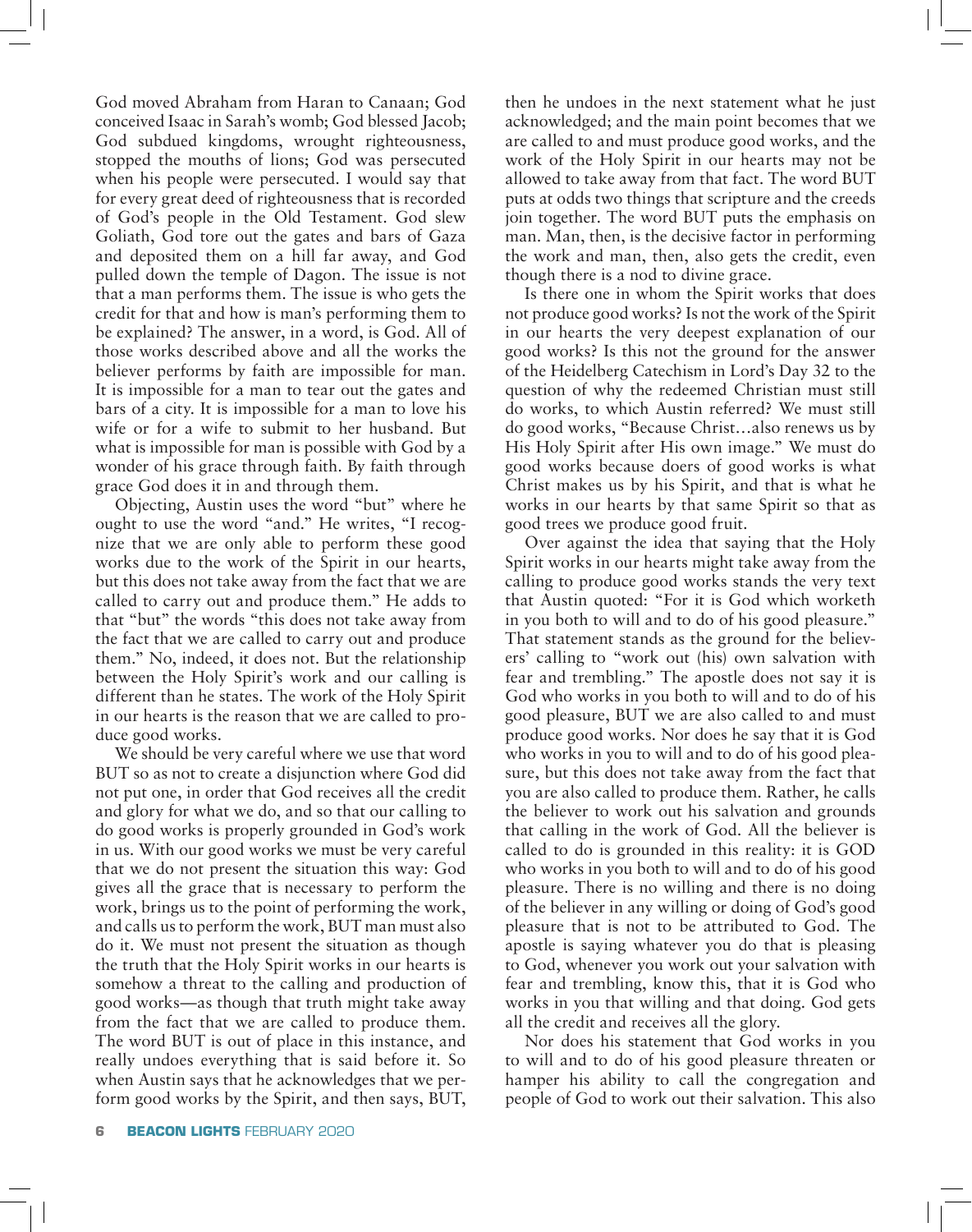God moved Abraham from Haran to Canaan; God conceived Isaac in Sarah's womb; God blessed Jacob; God subdued kingdoms, wrought righteousness, stopped the mouths of lions; God was persecuted when his people were persecuted. I would say that for every great deed of righteousness that is recorded of God's people in the Old Testament. God slew Goliath, God tore out the gates and bars of Gaza and deposited them on a hill far away, and God pulled down the temple of Dagon. The issue is not that a man performs them. The issue is who gets the credit for that and how is man's performing them to be explained? The answer, in a word, is God. All of those works described above and all the works the believer performs by faith are impossible for man. It is impossible for a man to tear out the gates and bars of a city. It is impossible for a man to love his wife or for a wife to submit to her husband. But what is impossible for man is possible with God by a wonder of his grace through faith. By faith through grace God does it in and through them.

Objecting, Austin uses the word "but" where he ought to use the word "and." He writes, "I recognize that we are only able to perform these good works due to the work of the Spirit in our hearts, but this does not take away from the fact that we are called to carry out and produce them." He adds to that "but" the words "this does not take away from the fact that we are called to carry out and produce them." No, indeed, it does not. But the relationship between the Holy Spirit's work and our calling is different than he states. The work of the Holy Spirit in our hearts is the reason that we are called to produce good works.

We should be very careful where we use that word BUT so as not to create a disjunction where God did not put one, in order that God receives all the credit and glory for what we do, and so that our calling to do good works is properly grounded in God's work in us. With our good works we must be very careful that we do not present the situation this way: God gives all the grace that is necessary to perform the work, brings us to the point of performing the work, and calls us to perform the work, BUT man must also do it. We must not present the situation as though the truth that the Holy Spirit works in our hearts is somehow a threat to the calling and production of good works—as though that truth might take away from the fact that we are called to produce them. The word BUT is out of place in this instance, and really undoes everything that is said before it. So when Austin says that he acknowledges that we perform good works by the Spirit, and then says, BUT, then he undoes in the next statement what he just acknowledged; and the main point becomes that we are called to and must produce good works, and the work of the Holy Spirit in our hearts may not be allowed to take away from that fact. The word BUT puts at odds two things that scripture and the creeds join together. The word BUT puts the emphasis on man. Man, then, is the decisive factor in performing the work and man, then, also gets the credit, even though there is a nod to divine grace.

Is there one in whom the Spirit works that does not produce good works? Is not the work of the Spirit in our hearts the very deepest explanation of our good works? Is this not the ground for the answer of the Heidelberg Catechism in Lord's Day 32 to the question of why the redeemed Christian must still do works, to which Austin referred? We must still do good works, "Because Christ…also renews us by His Holy Spirit after His own image." We must do good works because doers of good works is what Christ makes us by his Spirit, and that is what he works in our hearts by that same Spirit so that as good trees we produce good fruit.

Over against the idea that saying that the Holy Spirit works in our hearts might take away from the calling to produce good works stands the very text that Austin quoted: "For it is God which worketh in you both to will and to do of his good pleasure." That statement stands as the ground for the believers' calling to "work out (his) own salvation with fear and trembling." The apostle does not say it is God who works in you both to will and to do of his good pleasure, BUT we are also called to and must produce good works. Nor does he say that it is God who works in you to will and to do of his good pleasure, but this does not take away from the fact that you are also called to produce them. Rather, he calls the believer to work out his salvation and grounds that calling in the work of God. All the believer is called to do is grounded in this reality: it is GOD who works in you both to will and to do of his good pleasure. There is no willing and there is no doing of the believer in any willing or doing of God's good pleasure that is not to be attributed to God. The apostle is saying whatever you do that is pleasing to God, whenever you work out your salvation with fear and trembling, know this, that it is God who works in you that willing and that doing. God gets all the credit and receives all the glory.

Nor does his statement that God works in you to will and to do of his good pleasure threaten or hamper his ability to call the congregation and people of God to work out their salvation. This also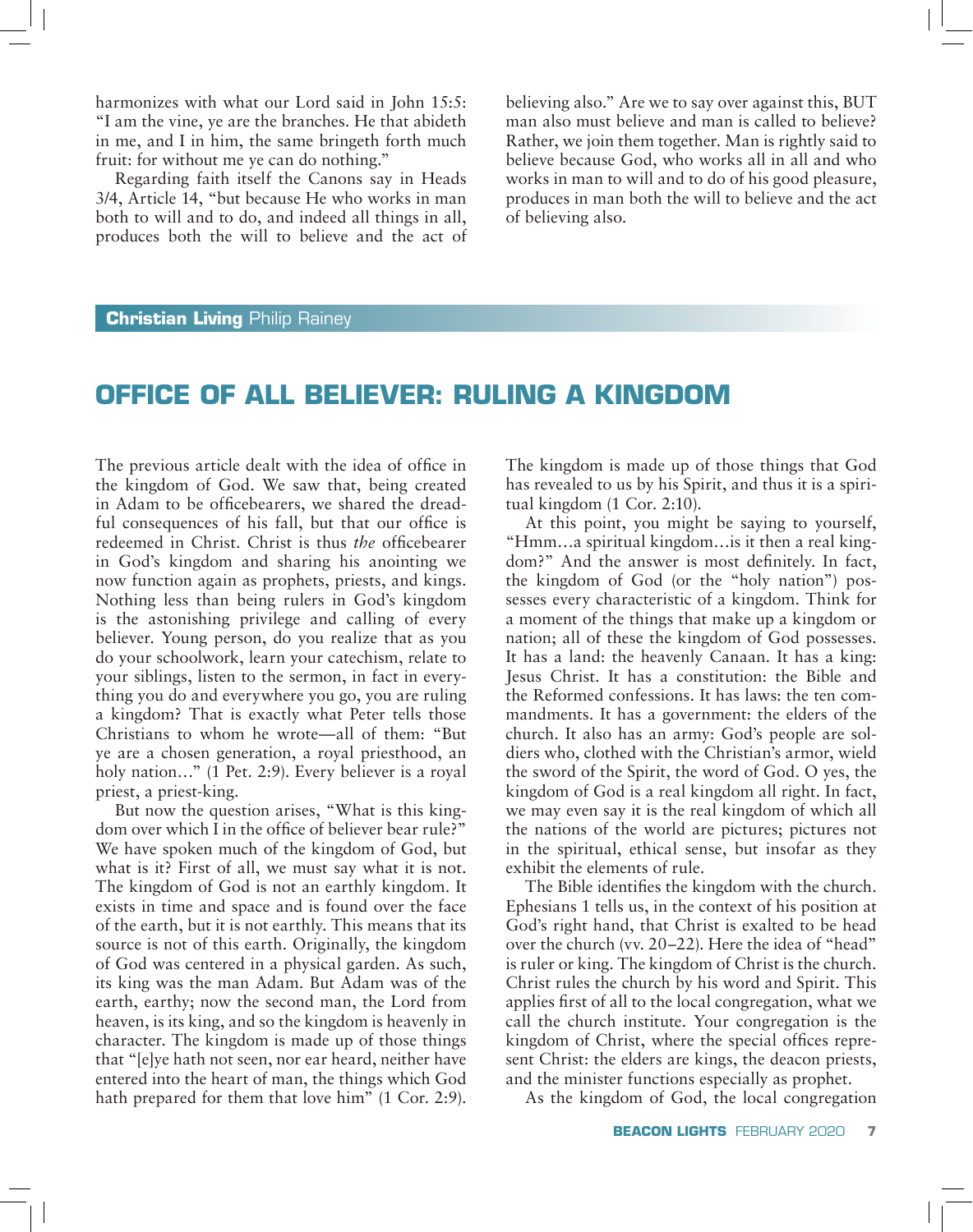harmonizes with what our Lord said in John 15:5: "I am the vine, ye are the branches. He that abideth in me, and I in him, the same bringeth forth much fruit: for without me ye can do nothing."

Regarding faith itself the Canons say in Heads 3/4, Article 14, "but because He who works in man both to will and to do, and indeed all things in all, produces both the will to believe and the act of believing also." Are we to say over against this, BUT man also must believe and man is called to believe? Rather, we join them together. Man is rightly said to believe because God, who works all in all and who works in man to will and to do of his good pleasure, produces in man both the will to believe and the act of believing also.

**Christian Living** Philip Rainey

# OFFICE OF ALL BELIEVER: RULING A KINGDOM

The previous article dealt with the idea of office in the kingdom of God. We saw that, being created in Adam to be officebearers, we shared the dreadful consequences of his fall, but that our office is redeemed in Christ. Christ is thus *the* officebearer in God's kingdom and sharing his anointing we now function again as prophets, priests, and kings. Nothing less than being rulers in God's kingdom is the astonishing privilege and calling of every believer. Young person, do you realize that as you do your schoolwork, learn your catechism, relate to your siblings, listen to the sermon, in fact in everything you do and everywhere you go, you are ruling a kingdom? That is exactly what Peter tells those Christians to whom he wrote—all of them: "But ye are a chosen generation, a royal priesthood, an holy nation…" (1 Pet. 2:9). Every believer is a royal priest, a priest-king.

But now the question arises, "What is this kingdom over which I in the office of believer bear rule?" We have spoken much of the kingdom of God, but what is it? First of all, we must say what it is not. The kingdom of God is not an earthly kingdom. It exists in time and space and is found over the face of the earth, but it is not earthly. This means that its source is not of this earth. Originally, the kingdom of God was centered in a physical garden. As such, its king was the man Adam. But Adam was of the earth, earthy; now the second man, the Lord from heaven, is its king, and so the kingdom is heavenly in character. The kingdom is made up of those things that "[e]ye hath not seen, nor ear heard, neither have entered into the heart of man, the things which God hath prepared for them that love him" (1 Cor. 2:9). The kingdom is made up of those things that God has revealed to us by his Spirit, and thus it is a spiritual kingdom (1 Cor. 2:10).

At this point, you might be saying to yourself, "Hmm…a spiritual kingdom…is it then a real kingdom?" And the answer is most definitely. In fact, the kingdom of God (or the "holy nation") possesses every characteristic of a kingdom. Think for a moment of the things that make up a kingdom or nation; all of these the kingdom of God possesses. It has a land: the heavenly Canaan. It has a king: Jesus Christ. It has a constitution: the Bible and the Reformed confessions. It has laws: the ten commandments. It has a government: the elders of the church. It also has an army: God's people are soldiers who, clothed with the Christian's armor, wield the sword of the Spirit, the word of God. O yes, the kingdom of God is a real kingdom all right. In fact, we may even say it is the real kingdom of which all the nations of the world are pictures; pictures not in the spiritual, ethical sense, but insofar as they exhibit the elements of rule.

The Bible identifies the kingdom with the church. Ephesians 1 tells us, in the context of his position at God's right hand, that Christ is exalted to be head over the church (vv. 20–22). Here the idea of "head" is ruler or king. The kingdom of Christ is the church. Christ rules the church by his word and Spirit. This applies first of all to the local congregation, what we call the church institute. Your congregation is the kingdom of Christ, where the special offices represent Christ: the elders are kings, the deacon priests, and the minister functions especially as prophet.

As the kingdom of God, the local congregation